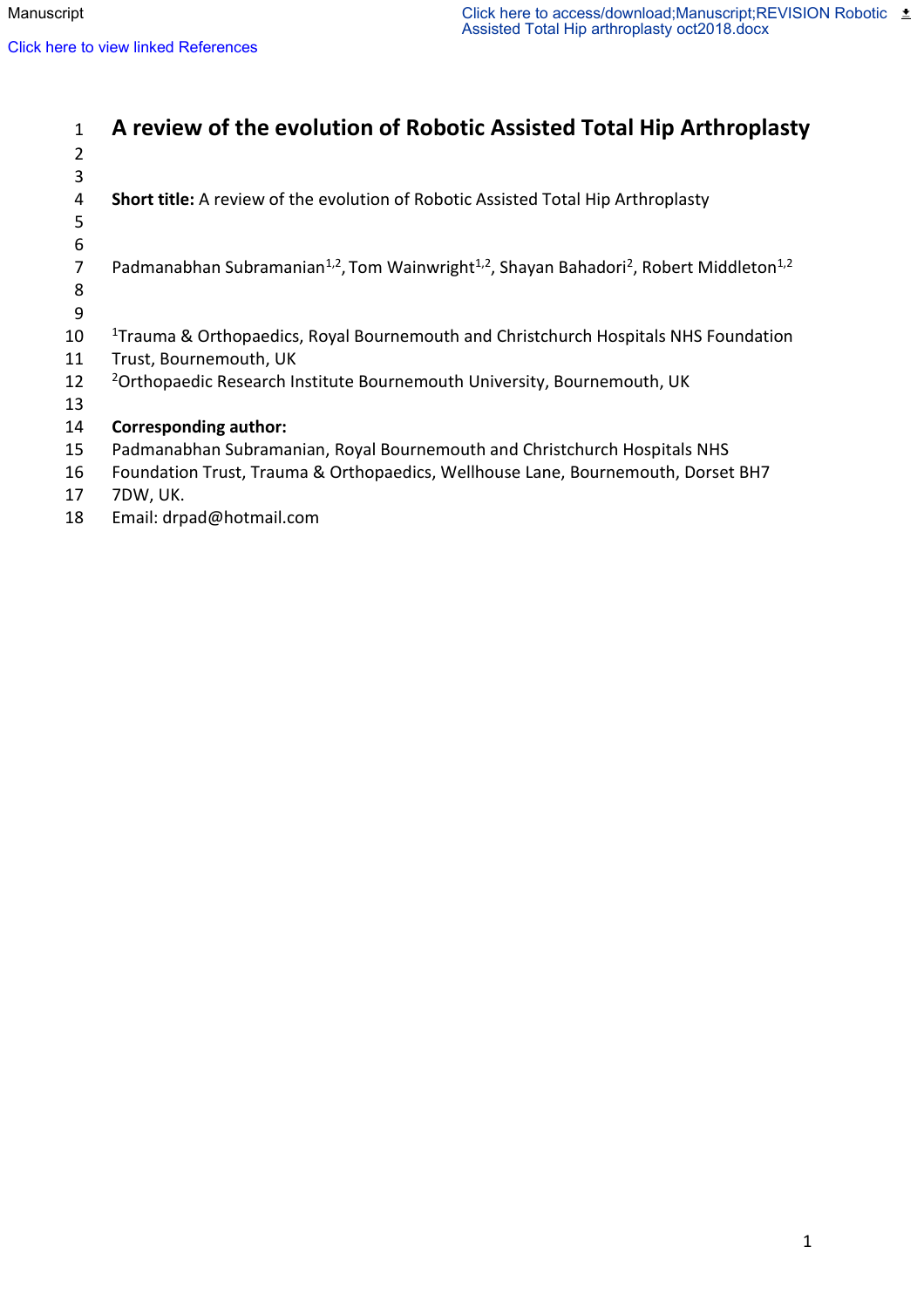# A review of the evolution of Robotic Assisted Total Hip Arthroplasty

**Short title:** A review of the evolution of Robotic Assisted Total Hip Arthroplasty

Padmanabhan Subramanian[1,2], Tom Wainwright[1,2], Shayan Bahadori[2], Robert Middleton[1,2]

[1]Trauma & Orthopaedics, Royal Bournemouth and Christchurch Hospitals NHS Foundation Trust, Bournemouth, UK

[2]Orthopaedic Research Institute Bournemouth University, Bournemouth, UK

**Corresponding author:**

Padmanabhan Subramanian, Royal Bournemouth and Christchurch Hospitals NHS Foundation Trust, Trauma & Orthopaedics, Wellhouse Lane, Bournemouth, Dorset BH7 7DW, UK.

Email: drpad@hotmail.com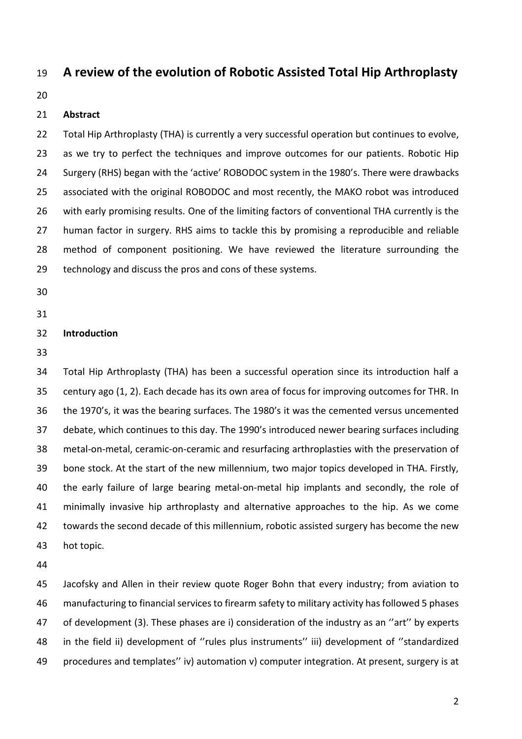# A review of the evolution of Robotic Assisted Total Hip Arthroplasty

## Abstract

Total Hip Arthroplasty (THA) is currently a very successful operation but continues to evolve, as we try to perfect the techniques and improve outcomes for our patients. Robotic Hip Surgery (RHS) began with the 'active' ROBODOC system in the 1980's. There were drawbacks associated with the original ROBODOC and most recently, the MAKO robot was introduced with early promising results. One of the limiting factors of conventional THA currently is the human factor in surgery. RHS aims to tackle this by promising a reproducible and reliable method of component positioning. We have reviewed the literature surrounding the technology and discuss the pros and cons of these systems.

## Introduction

Total Hip Arthroplasty (THA) has been a successful operation since its introduction half a century ago (1, 2). Each decade has its own area of focus for improving outcomes for THR. In the 1970's, it was the bearing surfaces. The 1980's it was the cemented versus uncemented debate, which continues to this day. The 1990's introduced newer bearing surfaces including metal-on-metal, ceramic-on-ceramic and resurfacing arthroplasties with the preservation of bone stock. At the start of the new millennium, two major topics developed in THA. Firstly, the early failure of large bearing metal-on-metal hip implants and secondly, the role of minimally invasive hip arthroplasty and alternative approaches to the hip. As we come towards the second decade of this millennium, robotic assisted surgery has become the new hot topic.

Jacofsky and Allen in their review quote Roger Bohn that every industry; from aviation to manufacturing to financial services to firearm safety to military activity has followed 5 phases of development (3). These phases are i) consideration of the industry as an ''art'' by experts in the field ii) development of ''rules plus instruments'' iii) development of ''standardized procedures and templates'' iv) automation v) computer integration. At present, surgery is at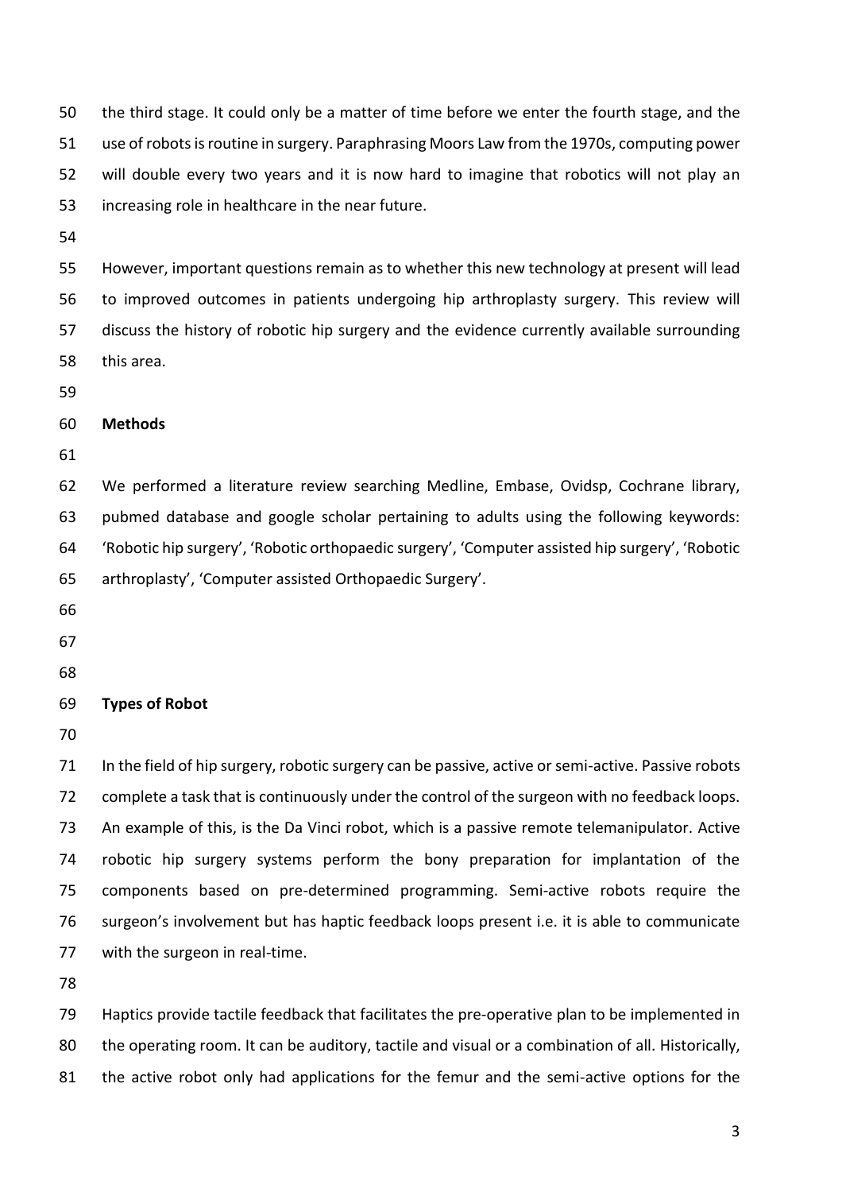the third stage. It could only be a matter of time before we enter the fourth stage, and the use of robots is routine in surgery. Paraphrasing Moors Law from the 1970s, computing power will double every two years and it is now hard to imagine that robotics will not play an increasing role in healthcare in the near future.

However, important questions remain as to whether this new technology at present will lead to improved outcomes in patients undergoing hip arthroplasty surgery. This review will discuss the history of robotic hip surgery and the evidence currently available surrounding this area.

**Methods**

We performed a literature review searching Medline, Embase, Ovidsp, Cochrane library, pubmed database and google scholar pertaining to adults using the following keywords: 'Robotic hip surgery', 'Robotic orthopaedic surgery', 'Computer assisted hip surgery', 'Robotic arthroplasty', 'Computer assisted Orthopaedic Surgery'.

**Types of Robot**

In the field of hip surgery, robotic surgery can be passive, active or semi-active. Passive robots complete a task that is continuously under the control of the surgeon with no feedback loops. An example of this, is the Da Vinci robot, which is a passive remote telemanipulator. Active robotic hip surgery systems perform the bony preparation for implantation of the components based on pre-determined programming. Semi-active robots require the surgeon's involvement but has haptic feedback loops present i.e. it is able to communicate with the surgeon in real-time.

Haptics provide tactile feedback that facilitates the pre-operative plan to be implemented in the operating room. It can be auditory, tactile and visual or a combination of all. Historically, the active robot only had applications for the femur and the semi-active options for the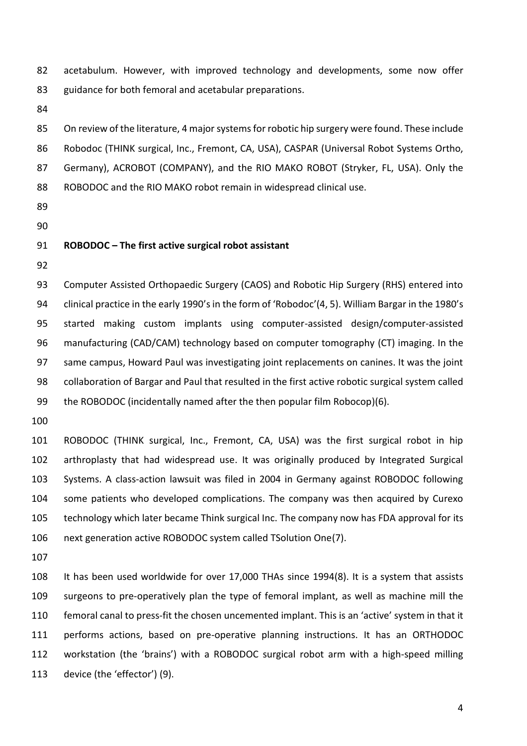acetabulum. However, with improved technology and developments, some now offer guidance for both femoral and acetabular preparations.

On review of the literature, 4 major systems for robotic hip surgery were found. These include Robodoc (THINK surgical, Inc., Fremont, CA, USA), CASPAR (Universal Robot Systems Ortho, Germany), ACROBOT (COMPANY), and the RIO MAKO ROBOT (Stryker, FL, USA). Only the ROBODOC and the RIO MAKO robot remain in widespread clinical use.

**ROBODOC – The first active surgical robot assistant**

Computer Assisted Orthopaedic Surgery (CAOS) and Robotic Hip Surgery (RHS) entered into clinical practice in the early 1990's in the form of 'Robodoc'(4, 5). William Bargar in the 1980's started making custom implants using computer-assisted design/computer-assisted manufacturing (CAD/CAM) technology based on computer tomography (CT) imaging. In the same campus, Howard Paul was investigating joint replacements on canines. It was the joint collaboration of Bargar and Paul that resulted in the first active robotic surgical system called the ROBODOC (incidentally named after the then popular film Robocop)(6).

ROBODOC (THINK surgical, Inc., Fremont, CA, USA) was the first surgical robot in hip arthroplasty that had widespread use. It was originally produced by Integrated Surgical Systems. A class-action lawsuit was filed in 2004 in Germany against ROBODOC following some patients who developed complications. The company was then acquired by Curexo technology which later became Think surgical Inc. The company now has FDA approval for its next generation active ROBODOC system called TSolution One(7).

It has been used worldwide for over 17,000 THAs since 1994(8). It is a system that assists surgeons to pre-operatively plan the type of femoral implant, as well as machine mill the femoral canal to press-fit the chosen uncemented implant. This is an 'active' system in that it performs actions, based on pre-operative planning instructions. It has an ORTHODOC workstation (the 'brains') with a ROBODOC surgical robot arm with a high-speed milling device (the 'effector') (9).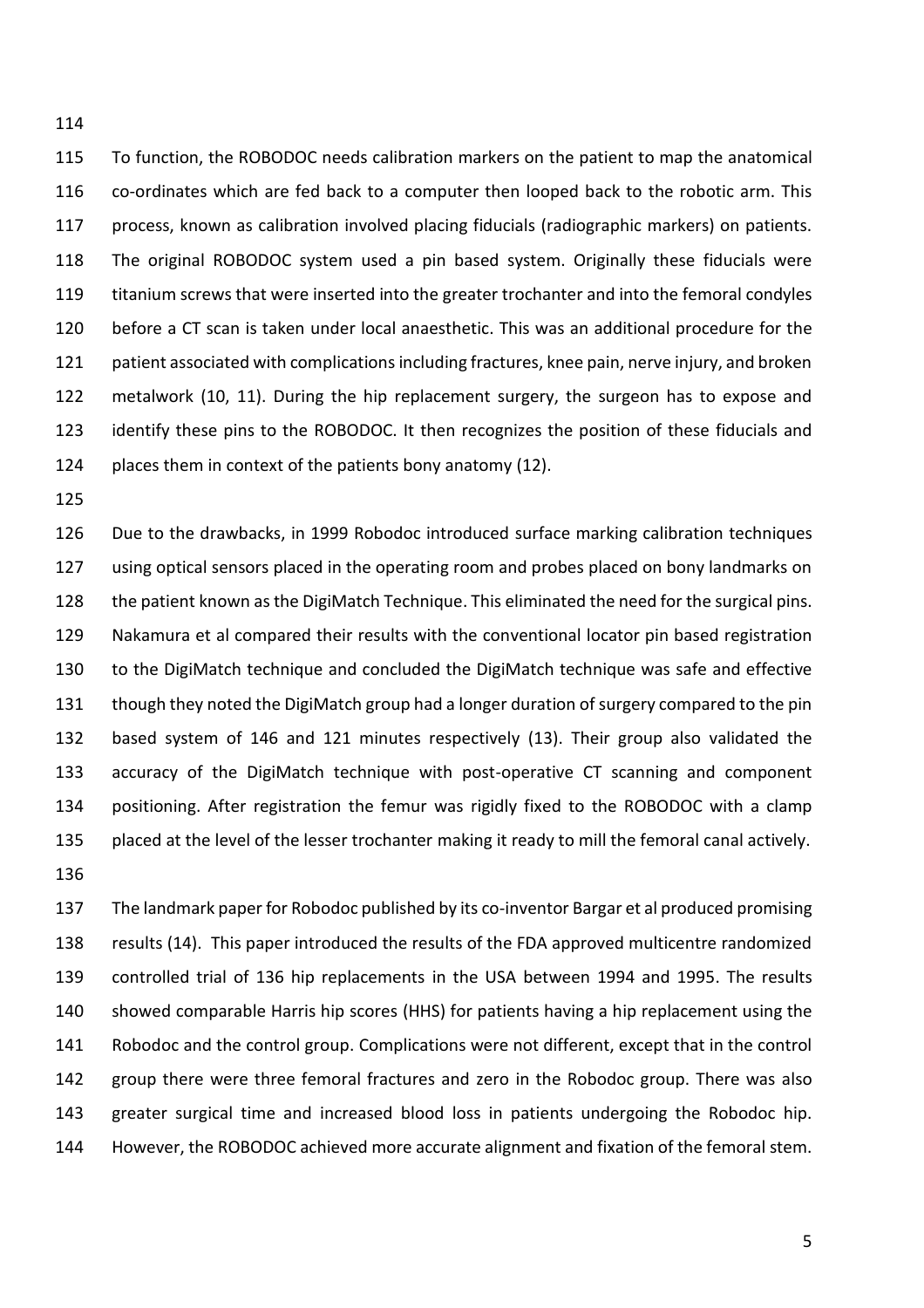To function, the ROBODOC needs calibration markers on the patient to map the anatomical co-ordinates which are fed back to a computer then looped back to the robotic arm. This process, known as calibration involved placing fiducials (radiographic markers) on patients. The original ROBODOC system used a pin based system. Originally these fiducials were titanium screws that were inserted into the greater trochanter and into the femoral condyles before a CT scan is taken under local anaesthetic. This was an additional procedure for the patient associated with complications including fractures, knee pain, nerve injury, and broken metalwork (10, 11). During the hip replacement surgery, the surgeon has to expose and identify these pins to the ROBODOC. It then recognizes the position of these fiducials and places them in context of the patients bony anatomy (12).

Due to the drawbacks, in 1999 Robodoc introduced surface marking calibration techniques using optical sensors placed in the operating room and probes placed on bony landmarks on the patient known as the DigiMatch Technique. This eliminated the need for the surgical pins. Nakamura et al compared their results with the conventional locator pin based registration to the DigiMatch technique and concluded the DigiMatch technique was safe and effective though they noted the DigiMatch group had a longer duration of surgery compared to the pin based system of 146 and 121 minutes respectively (13). Their group also validated the accuracy of the DigiMatch technique with post-operative CT scanning and component positioning. After registration the femur was rigidly fixed to the ROBODOC with a clamp placed at the level of the lesser trochanter making it ready to mill the femoral canal actively.

The landmark paper for Robodoc published by its co-inventor Bargar et al produced promising results (14). This paper introduced the results of the FDA approved multicentre randomized controlled trial of 136 hip replacements in the USA between 1994 and 1995. The results showed comparable Harris hip scores (HHS) for patients having a hip replacement using the Robodoc and the control group. Complications were not different, except that in the control group there were three femoral fractures and zero in the Robodoc group. There was also greater surgical time and increased blood loss in patients undergoing the Robodoc hip. However, the ROBODOC achieved more accurate alignment and fixation of the femoral stem.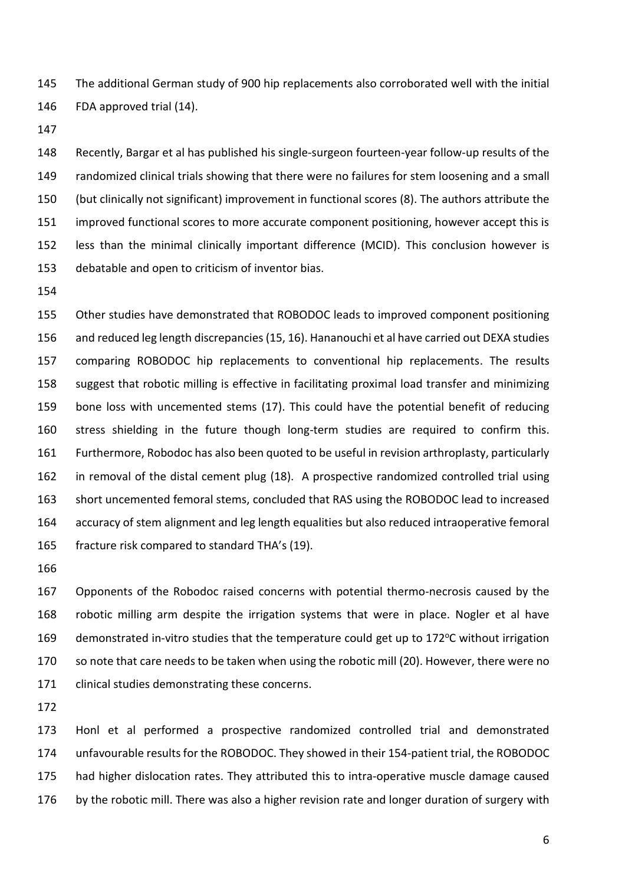The additional German study of 900 hip replacements also corroborated well with the initial FDA approved trial (14).

Recently, Bargar et al has published his single-surgeon fourteen-year follow-up results of the randomized clinical trials showing that there were no failures for stem loosening and a small (but clinically not significant) improvement in functional scores (8). The authors attribute the improved functional scores to more accurate component positioning, however accept this is less than the minimal clinically important difference (MCID). This conclusion however is debatable and open to criticism of inventor bias.

Other studies have demonstrated that ROBODOC leads to improved component positioning and reduced leg length discrepancies (15, 16). Hananouchi et al have carried out DEXA studies comparing ROBODOC hip replacements to conventional hip replacements. The results suggest that robotic milling is effective in facilitating proximal load transfer and minimizing bone loss with uncemented stems (17). This could have the potential benefit of reducing stress shielding in the future though long-term studies are required to confirm this. Furthermore, Robodoc has also been quoted to be useful in revision arthroplasty, particularly in removal of the distal cement plug (18). A prospective randomized controlled trial using short uncemented femoral stems, concluded that RAS using the ROBODOC lead to increased accuracy of stem alignment and leg length equalities but also reduced intraoperative femoral fracture risk compared to standard THA's (19).

Opponents of the Robodoc raised concerns with potential thermo-necrosis caused by the robotic milling arm despite the irrigation systems that were in place. Nogler et al have demonstrated in-vitro studies that the temperature could get up to 172°C without irrigation so note that care needs to be taken when using the robotic mill (20). However, there were no clinical studies demonstrating these concerns.

Honl et al performed a prospective randomized controlled trial and demonstrated unfavourable results for the ROBODOC. They showed in their 154-patient trial, the ROBODOC had higher dislocation rates. They attributed this to intra-operative muscle damage caused by the robotic mill. There was also a higher revision rate and longer duration of surgery with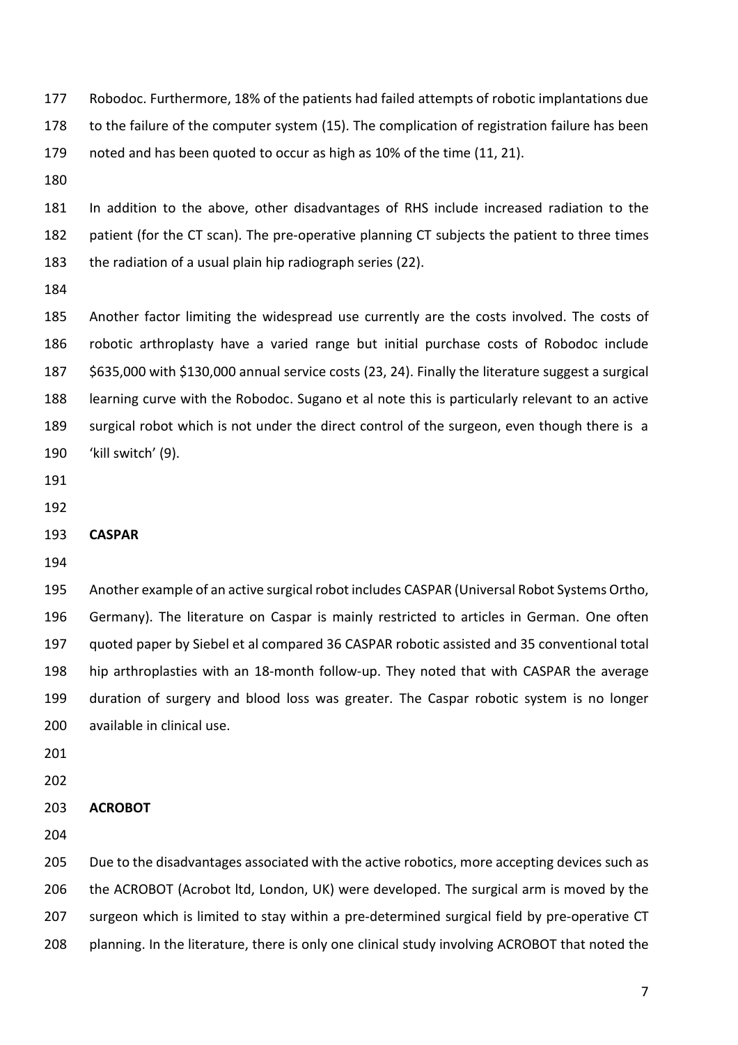Robodoc. Furthermore, 18% of the patients had failed attempts of robotic implantations due to the failure of the computer system (15). The complication of registration failure has been noted and has been quoted to occur as high as 10% of the time (11, 21).

In addition to the above, other disadvantages of RHS include increased radiation to the patient (for the CT scan). The pre-operative planning CT subjects the patient to three times the radiation of a usual plain hip radiograph series (22).

Another factor limiting the widespread use currently are the costs involved. The costs of robotic arthroplasty have a varied range but initial purchase costs of Robodoc include $635,000 with $130,000 annual service costs (23, 24). Finally the literature suggest a surgical learning curve with the Robodoc. Sugano et al note this is particularly relevant to an active surgical robot which is not under the direct control of the surgeon, even though there is a 'kill switch' (9).

**CASPAR**

Another example of an active surgical robot includes CASPAR (Universal Robot Systems Ortho, Germany). The literature on Caspar is mainly restricted to articles in German. One often quoted paper by Siebel et al compared 36 CASPAR robotic assisted and 35 conventional total hip arthroplasties with an 18-month follow-up. They noted that with CASPAR the average duration of surgery and blood loss was greater. The Caspar robotic system is no longer available in clinical use.

**ACROBOT**

Due to the disadvantages associated with the active robotics, more accepting devices such as the ACROBOT (Acrobot ltd, London, UK) were developed. The surgical arm is moved by the surgeon which is limited to stay within a pre-determined surgical field by pre-operative CT planning. In the literature, there is only one clinical study involving ACROBOT that noted the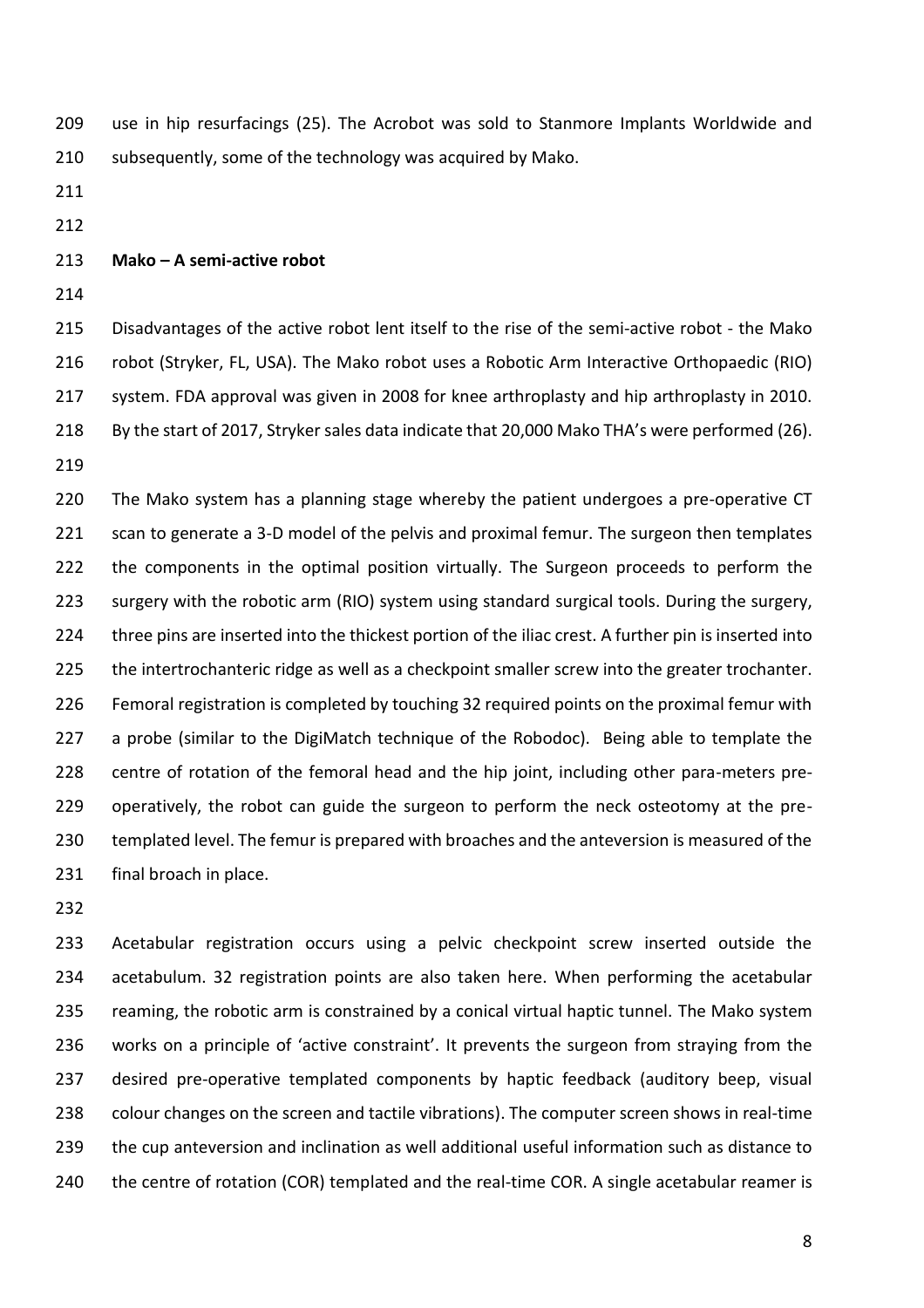use in hip resurfacings (25). The Acrobot was sold to Stanmore Implants Worldwide and subsequently, some of the technology was acquired by Mako.

**Mako – A semi-active robot**

Disadvantages of the active robot lent itself to the rise of the semi-active robot - the Mako robot (Stryker, FL, USA). The Mako robot uses a Robotic Arm Interactive Orthopaedic (RIO) system. FDA approval was given in 2008 for knee arthroplasty and hip arthroplasty in 2010. By the start of 2017, Stryker sales data indicate that 20,000 Mako THA's were performed (26).

The Mako system has a planning stage whereby the patient undergoes a pre-operative CT scan to generate a 3-D model of the pelvis and proximal femur. The surgeon then templates the components in the optimal position virtually. The Surgeon proceeds to perform the surgery with the robotic arm (RIO) system using standard surgical tools. During the surgery, three pins are inserted into the thickest portion of the iliac crest. A further pin is inserted into the intertrochanteric ridge as well as a checkpoint smaller screw into the greater trochanter. Femoral registration is completed by touching 32 required points on the proximal femur with a probe (similar to the DigiMatch technique of the Robodoc). Being able to template the centre of rotation of the femoral head and the hip joint, including other para-meters pre-operatively, the robot can guide the surgeon to perform the neck osteotomy at the pre-templated level. The femur is prepared with broaches and the anteversion is measured of the final broach in place.

Acetabular registration occurs using a pelvic checkpoint screw inserted outside the acetabulum. 32 registration points are also taken here. When performing the acetabular reaming, the robotic arm is constrained by a conical virtual haptic tunnel. The Mako system works on a principle of 'active constraint'. It prevents the surgeon from straying from the desired pre-operative templated components by haptic feedback (auditory beep, visual colour changes on the screen and tactile vibrations). The computer screen shows in real-time the cup anteversion and inclination as well additional useful information such as distance to the centre of rotation (COR) templated and the real-time COR. A single acetabular reamer is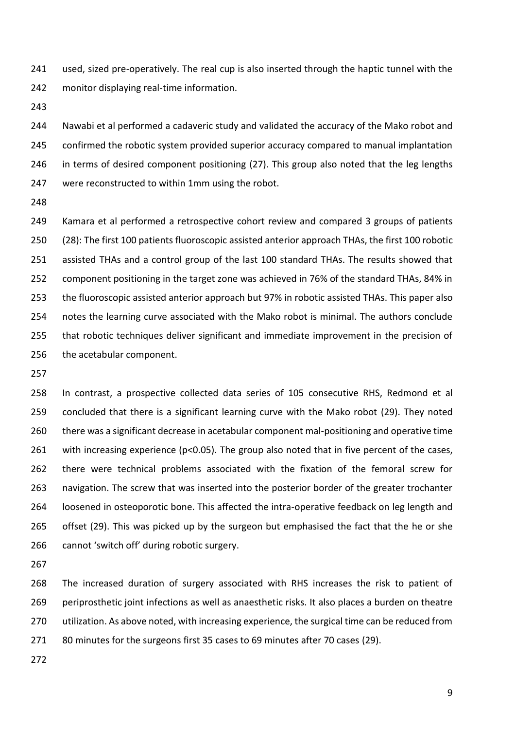used, sized pre-operatively. The real cup is also inserted through the haptic tunnel with the monitor displaying real-time information.

Nawabi et al performed a cadaveric study and validated the accuracy of the Mako robot and confirmed the robotic system provided superior accuracy compared to manual implantation in terms of desired component positioning (27). This group also noted that the leg lengths were reconstructed to within 1mm using the robot.

Kamara et al performed a retrospective cohort review and compared 3 groups of patients (28): The first 100 patients fluoroscopic assisted anterior approach THAs, the first 100 robotic assisted THAs and a control group of the last 100 standard THAs. The results showed that component positioning in the target zone was achieved in 76% of the standard THAs, 84% in the fluoroscopic assisted anterior approach but 97% in robotic assisted THAs. This paper also notes the learning curve associated with the Mako robot is minimal. The authors conclude that robotic techniques deliver significant and immediate improvement in the precision of the acetabular component.

In contrast, a prospective collected data series of 105 consecutive RHS, Redmond et al concluded that there is a significant learning curve with the Mako robot (29). They noted there was a significant decrease in acetabular component mal-positioning and operative time with increasing experience ($p<0.05$). The group also noted that in five percent of the cases, there were technical problems associated with the fixation of the femoral screw for navigation. The screw that was inserted into the posterior border of the greater trochanter loosened in osteoporotic bone. This affected the intra-operative feedback on leg length and offset (29). This was picked up by the surgeon but emphasised the fact that the he or she cannot 'switch off' during robotic surgery.

The increased duration of surgery associated with RHS increases the risk to patient of periprosthetic joint infections as well as anaesthetic risks. It also places a burden on theatre utilization. As above noted, with increasing experience, the surgical time can be reduced from 80 minutes for the surgeons first 35 cases to 69 minutes after 70 cases (29).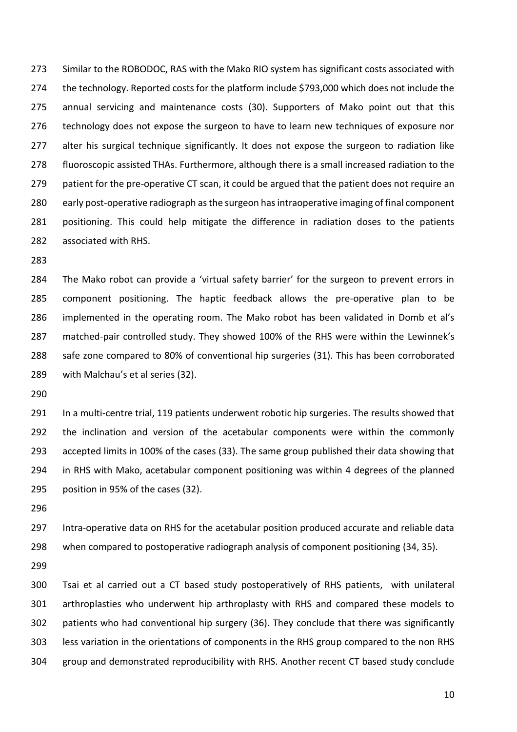Similar to the ROBODOC, RAS with the Mako RIO system has significant costs associated with the technology. Reported costs for the platform include $793,000 which does not include the annual servicing and maintenance costs (30). Supporters of Mako point out that this technology does not expose the surgeon to have to learn new techniques of exposure nor alter his surgical technique significantly. It does not expose the surgeon to radiation like fluoroscopic assisted THAs. Furthermore, although there is a small increased radiation to the patient for the pre-operative CT scan, it could be argued that the patient does not require an early post-operative radiograph as the surgeon has intraoperative imaging of final component positioning. This could help mitigate the difference in radiation doses to the patients associated with RHS.

The Mako robot can provide a 'virtual safety barrier' for the surgeon to prevent errors in component positioning. The haptic feedback allows the pre-operative plan to be implemented in the operating room. The Mako robot has been validated in Domb et al's matched-pair controlled study. They showed 100% of the RHS were within the Lewinnek's safe zone compared to 80% of conventional hip surgeries (31). This has been corroborated with Malchau's et al series (32).

In a multi-centre trial, 119 patients underwent robotic hip surgeries. The results showed that the inclination and version of the acetabular components were within the commonly accepted limits in 100% of the cases (33). The same group published their data showing that in RHS with Mako, acetabular component positioning was within 4 degrees of the planned position in 95% of the cases (32).

Intra-operative data on RHS for the acetabular position produced accurate and reliable data when compared to postoperative radiograph analysis of component positioning (34, 35).

Tsai et al carried out a CT based study postoperatively of RHS patients, with unilateral arthroplasties who underwent hip arthroplasty with RHS and compared these models to patients who had conventional hip surgery (36). They conclude that there was significantly less variation in the orientations of components in the RHS group compared to the non RHS group and demonstrated reproducibility with RHS. Another recent CT based study conclude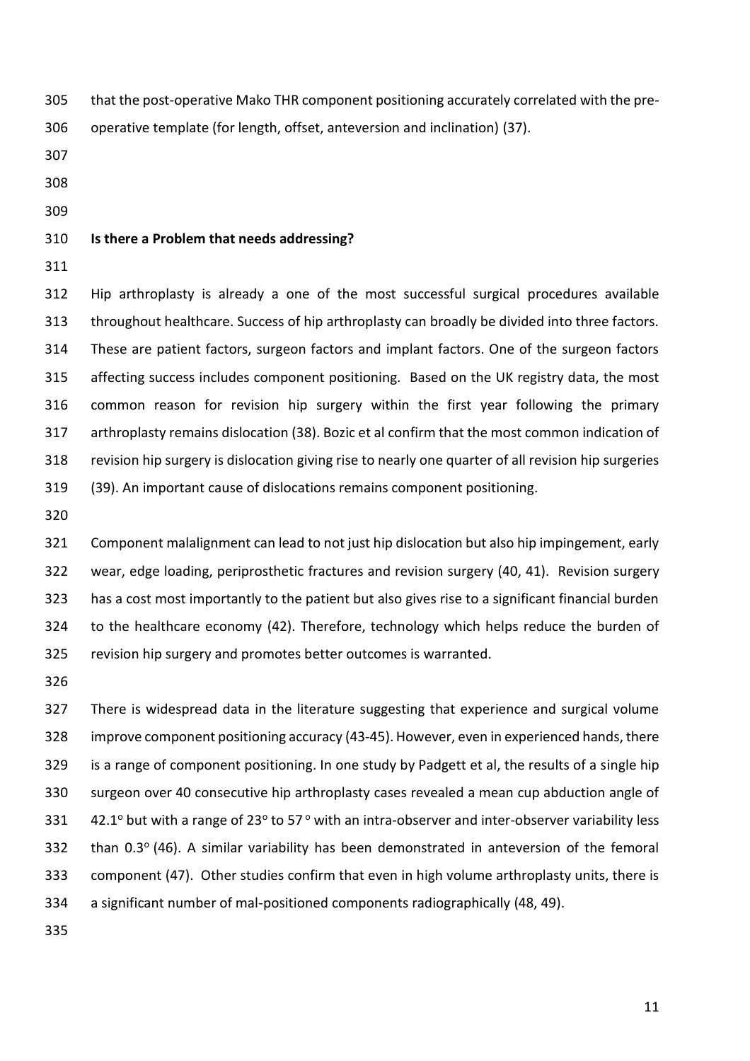that the post-operative Mako THR component positioning accurately correlated with the pre-operative template (for length, offset, anteversion and inclination) (37).

## Is there a Problem that needs addressing?

Hip arthroplasty is already a one of the most successful surgical procedures available throughout healthcare. Success of hip arthroplasty can broadly be divided into three factors. These are patient factors, surgeon factors and implant factors. One of the surgeon factors affecting success includes component positioning. Based on the UK registry data, the most common reason for revision hip surgery within the first year following the primary arthroplasty remains dislocation (38). Bozic et al confirm that the most common indication of revision hip surgery is dislocation giving rise to nearly one quarter of all revision hip surgeries (39). An important cause of dislocations remains component positioning.

Component malalignment can lead to not just hip dislocation but also hip impingement, early wear, edge loading, periprosthetic fractures and revision surgery (40, 41). Revision surgery has a cost most importantly to the patient but also gives rise to a significant financial burden to the healthcare economy (42). Therefore, technology which helps reduce the burden of revision hip surgery and promotes better outcomes is warranted.

There is widespread data in the literature suggesting that experience and surgical volume improve component positioning accuracy (43-45). However, even in experienced hands, there is a range of component positioning. In one study by Padgett et al, the results of a single hip surgeon over 40 consecutive hip arthroplasty cases revealed a mean cup abduction angle of $42.1^{o}$ but with a range of $23^{o}$ to $57^{o}$ with an intra-observer and inter-observer variability less than $0.3^{o}$ (46). A similar variability has been demonstrated in anteversion of the femoral component (47). Other studies confirm that even in high volume arthroplasty units, there is a significant number of mal-positioned components radiographically (48, 49).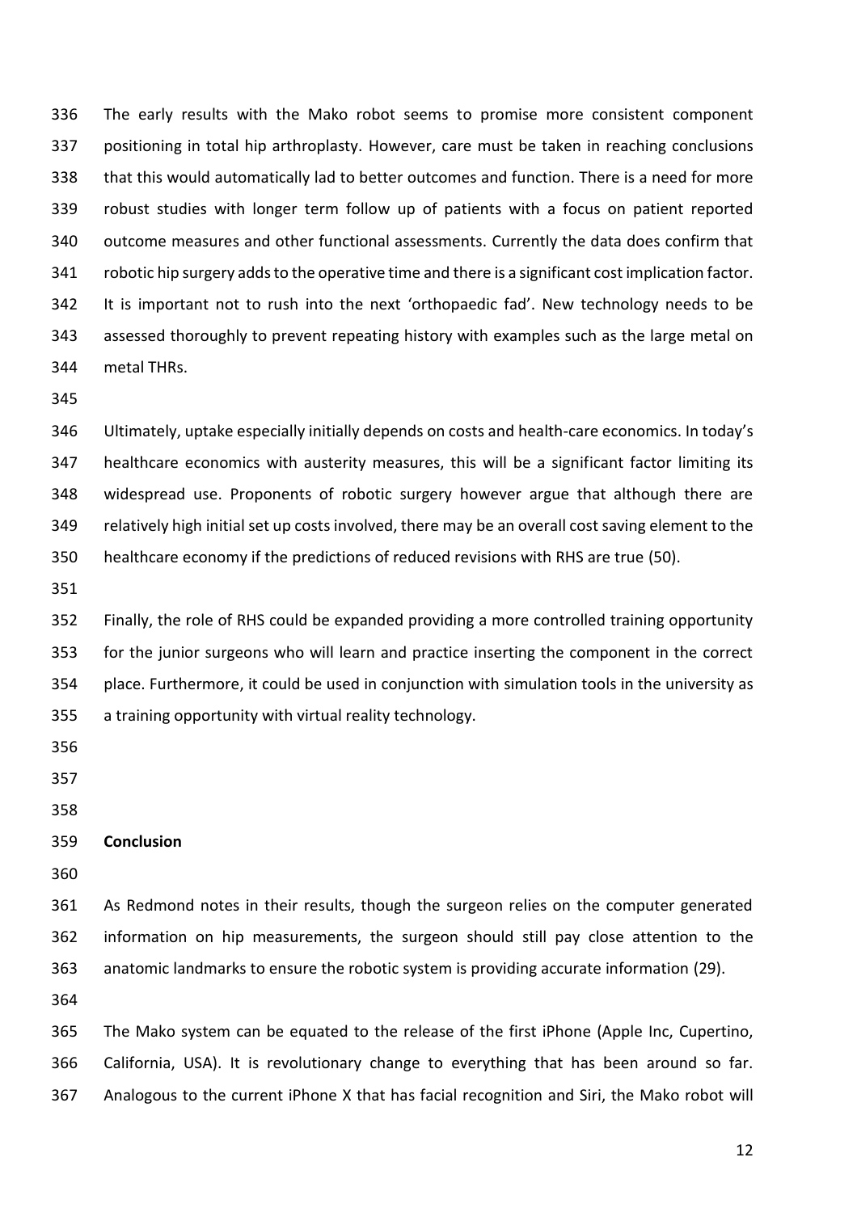The early results with the Mako robot seems to promise more consistent component positioning in total hip arthroplasty. However, care must be taken in reaching conclusions that this would automatically lad to better outcomes and function. There is a need for more robust studies with longer term follow up of patients with a focus on patient reported outcome measures and other functional assessments. Currently the data does confirm that robotic hip surgery adds to the operative time and there is a significant cost implication factor. It is important not to rush into the next 'orthopaedic fad'. New technology needs to be assessed thoroughly to prevent repeating history with examples such as the large metal on metal THRs.

Ultimately, uptake especially initially depends on costs and health-care economics. In today's healthcare economics with austerity measures, this will be a significant factor limiting its widespread use. Proponents of robotic surgery however argue that although there are relatively high initial set up costs involved, there may be an overall cost saving element to the healthcare economy if the predictions of reduced revisions with RHS are true (50).

Finally, the role of RHS could be expanded providing a more controlled training opportunity for the junior surgeons who will learn and practice inserting the component in the correct place. Furthermore, it could be used in conjunction with simulation tools in the university as a training opportunity with virtual reality technology.

**Conclusion**

As Redmond notes in their results, though the surgeon relies on the computer generated information on hip measurements, the surgeon should still pay close attention to the anatomic landmarks to ensure the robotic system is providing accurate information (29).

The Mako system can be equated to the release of the first iPhone (Apple Inc, Cupertino, California, USA). It is revolutionary change to everything that has been around so far. Analogous to the current iPhone X that has facial recognition and Siri, the Mako robot will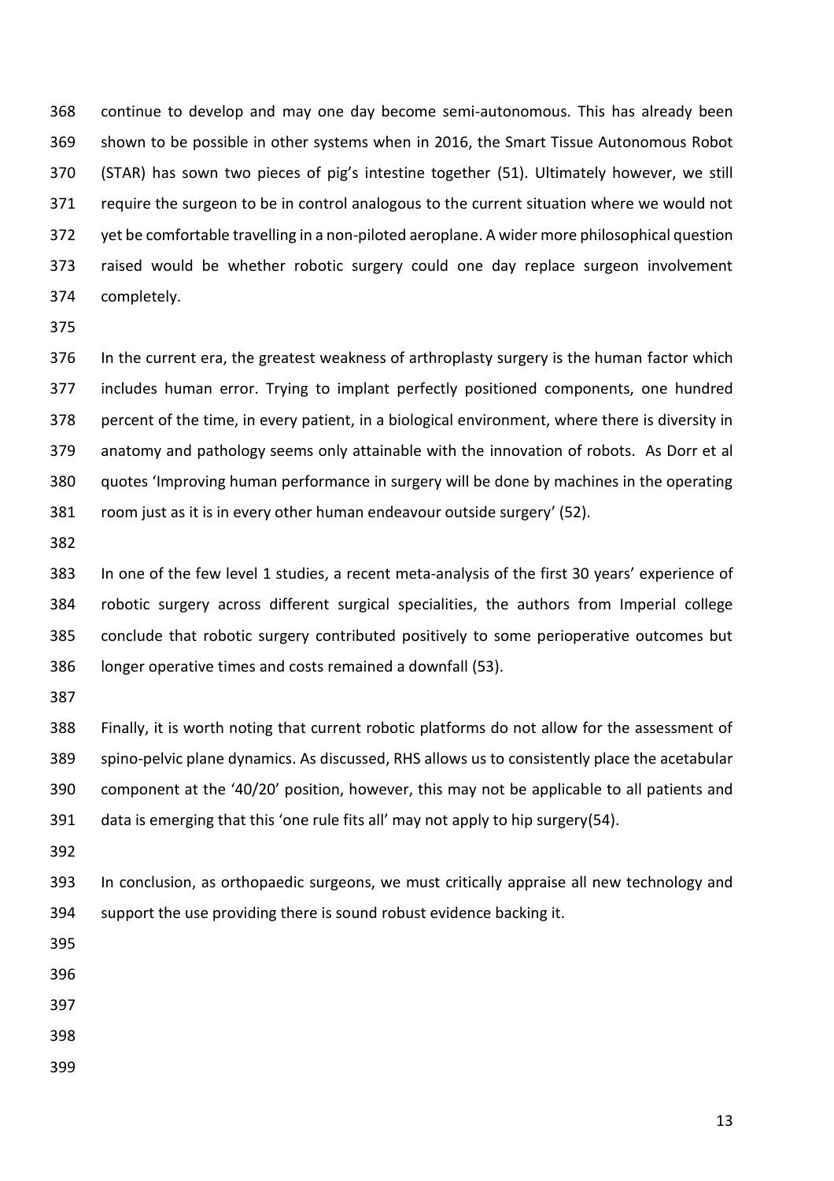continue to develop and may one day become semi-autonomous. This has already been shown to be possible in other systems when in 2016, the Smart Tissue Autonomous Robot (STAR) has sown two pieces of pig's intestine together (51). Ultimately however, we still require the surgeon to be in control analogous to the current situation where we would not yet be comfortable travelling in a non-piloted aeroplane. A wider more philosophical question raised would be whether robotic surgery could one day replace surgeon involvement completely.

In the current era, the greatest weakness of arthroplasty surgery is the human factor which includes human error. Trying to implant perfectly positioned components, one hundred percent of the time, in every patient, in a biological environment, where there is diversity in anatomy and pathology seems only attainable with the innovation of robots. As Dorr et al quotes 'Improving human performance in surgery will be done by machines in the operating room just as it is in every other human endeavour outside surgery' (52).

In one of the few level 1 studies, a recent meta-analysis of the first 30 years' experience of robotic surgery across different surgical specialities, the authors from Imperial college conclude that robotic surgery contributed positively to some perioperative outcomes but longer operative times and costs remained a downfall (53).

Finally, it is worth noting that current robotic platforms do not allow for the assessment of spino-pelvic plane dynamics. As discussed, RHS allows us to consistently place the acetabular component at the '40/20' position, however, this may not be applicable to all patients and data is emerging that this 'one rule fits all' may not apply to hip surgery(54).

In conclusion, as orthopaedic surgeons, we must critically appraise all new technology and support the use providing there is sound robust evidence backing it.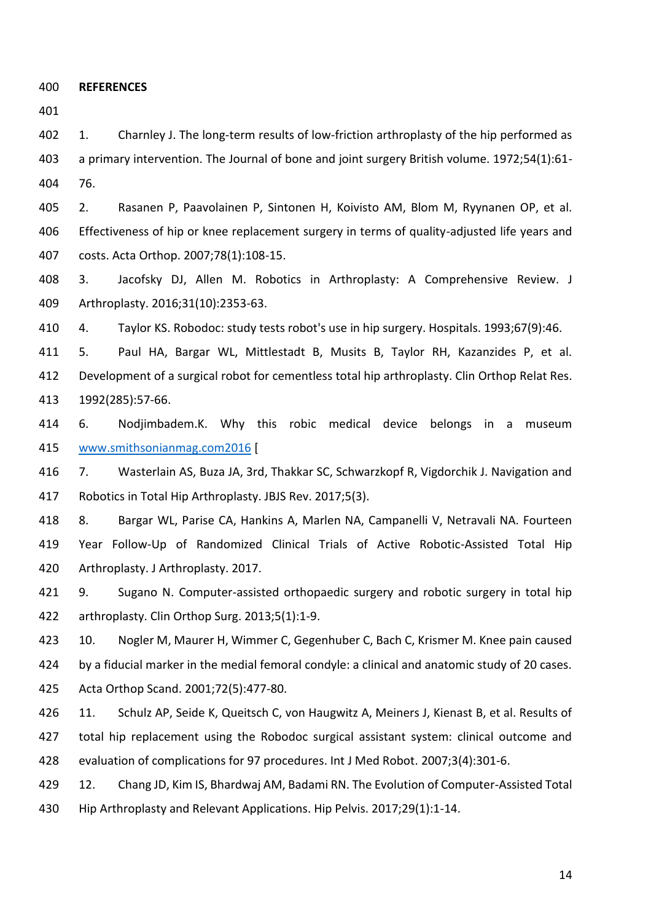**REFERENCES**

1. Charnley J. The long-term results of low-friction arthroplasty of the hip performed as a primary intervention. The Journal of bone and joint surgery British volume. 1972;54(1):61-76.
2. Rasanen P, Paavolainen P, Sintonen H, Koivisto AM, Blom M, Ryynanen OP, et al. Effectiveness of hip or knee replacement surgery in terms of quality-adjusted life years and costs. Acta Orthop. 2007;78(1):108-15.
3. Jacofsky DJ, Allen M. Robotics in Arthroplasty: A Comprehensive Review. J Arthroplasty. 2016;31(10):2353-63.
4. Taylor KS. Robodoc: study tests robot's use in hip surgery. Hospitals. 1993;67(9):46.
5. Paul HA, Bargar WL, Mittlestadt B, Musits B, Taylor RH, Kazanzides P, et al. Development of a surgical robot for cementless total hip arthroplasty. Clin Orthop Relat Res. 1992(285):57-66.
6. Nodjimbadem.K. Why this robic medical device belongs in a museum www.smithsonianmag.com2016 [
7. Wasterlain AS, Buza JA, 3rd, Thakkar SC, Schwarzkopf R, Vigdorchik J. Navigation and Robotics in Total Hip Arthroplasty. JBJS Rev. 2017;5(3).
8. Bargar WL, Parise CA, Hankins A, Marlen NA, Campanelli V, Netravali NA. Fourteen Year Follow-Up of Randomized Clinical Trials of Active Robotic-Assisted Total Hip Arthroplasty. J Arthroplasty. 2017.
9. Sugano N. Computer-assisted orthopaedic surgery and robotic surgery in total hip arthroplasty. Clin Orthop Surg. 2013;5(1):1-9.
10. Nogler M, Maurer H, Wimmer C, Gegenhuber C, Bach C, Krismer M. Knee pain caused by a fiducial marker in the medial femoral condyle: a clinical and anatomic study of 20 cases. Acta Orthop Scand. 2001;72(5):477-80.
11. Schulz AP, Seide K, Queitsch C, von Haugwitz A, Meiners J, Kienast B, et al. Results of total hip replacement using the Robodoc surgical assistant system: clinical outcome and evaluation of complications for 97 procedures. Int J Med Robot. 2007;3(4):301-6.
12. Chang JD, Kim IS, Bhardwaj AM, Badami RN. The Evolution of Computer-Assisted Total Hip Arthroplasty and Relevant Applications. Hip Pelvis. 2017;29(1):1-14.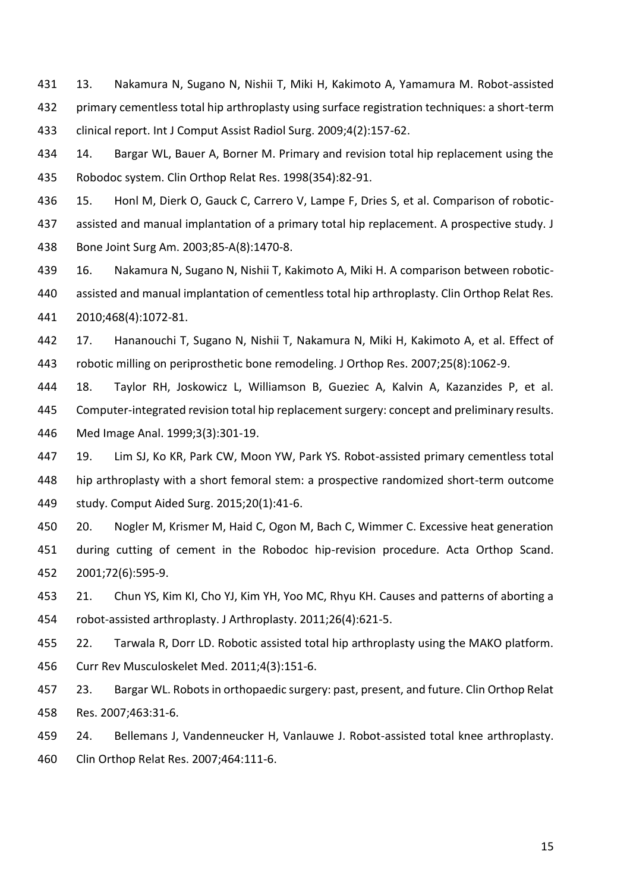13. Nakamura N, Sugano N, Nishii T, Miki H, Kakimoto A, Yamamura M. Robot-assisted primary cementless total hip arthroplasty using surface registration techniques: a short-term clinical report. Int J Comput Assist Radiol Surg. 2009;4(2):157-62.

14. Bargar WL, Bauer A, Borner M. Primary and revision total hip replacement using the Robodoc system. Clin Orthop Relat Res. 1998(354):82-91.

15. Honl M, Dierk O, Gauck C, Carrero V, Lampe F, Dries S, et al. Comparison of robotic-assisted and manual implantation of a primary total hip replacement. A prospective study. J Bone Joint Surg Am. 2003;85-A(8):1470-8.

16. Nakamura N, Sugano N, Nishii T, Kakimoto A, Miki H. A comparison between robotic-assisted and manual implantation of cementless total hip arthroplasty. Clin Orthop Relat Res. 2010;468(4):1072-81.

17. Hananouchi T, Sugano N, Nishii T, Nakamura N, Miki H, Kakimoto A, et al. Effect of robotic milling on periprosthetic bone remodeling. J Orthop Res. 2007;25(8):1062-9.

18. Taylor RH, Joskowicz L, Williamson B, Gueziec A, Kalvin A, Kazanzides P, et al. Computer-integrated revision total hip replacement surgery: concept and preliminary results. Med Image Anal. 1999;3(3):301-19.

19. Lim SJ, Ko KR, Park CW, Moon YW, Park YS. Robot-assisted primary cementless total hip arthroplasty with a short femoral stem: a prospective randomized short-term outcome study. Comput Aided Surg. 2015;20(1):41-6.

20. Nogler M, Krismer M, Haid C, Ogon M, Bach C, Wimmer C. Excessive heat generation during cutting of cement in the Robodoc hip-revision procedure. Acta Orthop Scand. 2001;72(6):595-9.

21. Chun YS, Kim KI, Cho YJ, Kim YH, Yoo MC, Rhyu KH. Causes and patterns of aborting a robot-assisted arthroplasty. J Arthroplasty. 2011;26(4):621-5.

22. Tarwala R, Dorr LD. Robotic assisted total hip arthroplasty using the MAKO platform. Curr Rev Musculoskelet Med. 2011;4(3):151-6.

23. Bargar WL. Robots in orthopaedic surgery: past, present, and future. Clin Orthop Relat Res. 2007;463:31-6.

24. Bellemans J, Vandenneucker H, Vanlauwe J. Robot-assisted total knee arthroplasty. Clin Orthop Relat Res. 2007;464:111-6.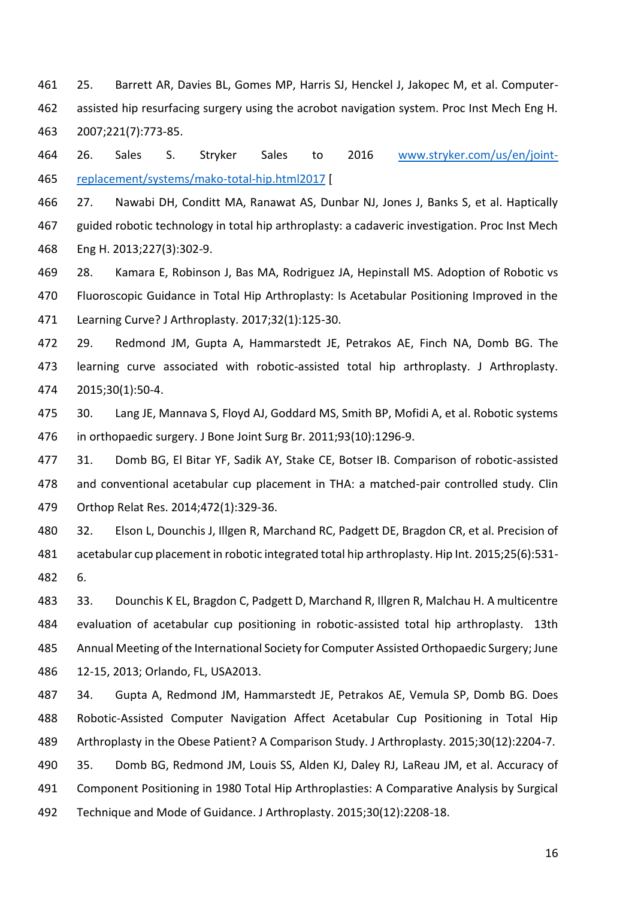25. Barrett AR, Davies BL, Gomes MP, Harris SJ, Henckel J, Jakopec M, et al. Computer-assisted hip resurfacing surgery using the acrobot navigation system. Proc Inst Mech Eng H. 2007;221(7):773-85.

26. Sales S. Stryker Sales to 2016 www.stryker.com/us/en/joint-replacement/systems/mako-total-hip.html2017 [

27. Nawabi DH, Conditt MA, Ranawat AS, Dunbar NJ, Jones J, Banks S, et al. Haptically guided robotic technology in total hip arthroplasty: a cadaveric investigation. Proc Inst Mech Eng H. 2013;227(3):302-9.

28. Kamara E, Robinson J, Bas MA, Rodriguez JA, Hepinstall MS. Adoption of Robotic vs Fluoroscopic Guidance in Total Hip Arthroplasty: Is Acetabular Positioning Improved in the Learning Curve? J Arthroplasty. 2017;32(1):125-30.

29. Redmond JM, Gupta A, Hammarstedt JE, Petrakos AE, Finch NA, Domb BG. The learning curve associated with robotic-assisted total hip arthroplasty. J Arthroplasty. 2015;30(1):50-4.

30. Lang JE, Mannava S, Floyd AJ, Goddard MS, Smith BP, Mofidi A, et al. Robotic systems in orthopaedic surgery. J Bone Joint Surg Br. 2011;93(10):1296-9.

31. Domb BG, El Bitar YF, Sadik AY, Stake CE, Botser IB. Comparison of robotic-assisted and conventional acetabular cup placement in THA: a matched-pair controlled study. Clin Orthop Relat Res. 2014;472(1):329-36.

32. Elson L, Dounchis J, Illgen R, Marchand RC, Padgett DE, Bragdon CR, et al. Precision of acetabular cup placement in robotic integrated total hip arthroplasty. Hip Int. 2015;25(6):531-6.

33. Dounchis K EL, Bragdon C, Padgett D, Marchand R, Illgren R, Malchau H. A multicentre evaluation of acetabular cup positioning in robotic-assisted total hip arthroplasty. 13th Annual Meeting of the International Society for Computer Assisted Orthopaedic Surgery; June 12-15, 2013; Orlando, FL, USA2013.

34. Gupta A, Redmond JM, Hammarstedt JE, Petrakos AE, Vemula SP, Domb BG. Does Robotic-Assisted Computer Navigation Affect Acetabular Cup Positioning in Total Hip Arthroplasty in the Obese Patient? A Comparison Study. J Arthroplasty. 2015;30(12):2204-7.

35. Domb BG, Redmond JM, Louis SS, Alden KJ, Daley RJ, LaReau JM, et al. Accuracy of Component Positioning in 1980 Total Hip Arthroplasties: A Comparative Analysis by Surgical Technique and Mode of Guidance. J Arthroplasty. 2015;30(12):2208-18.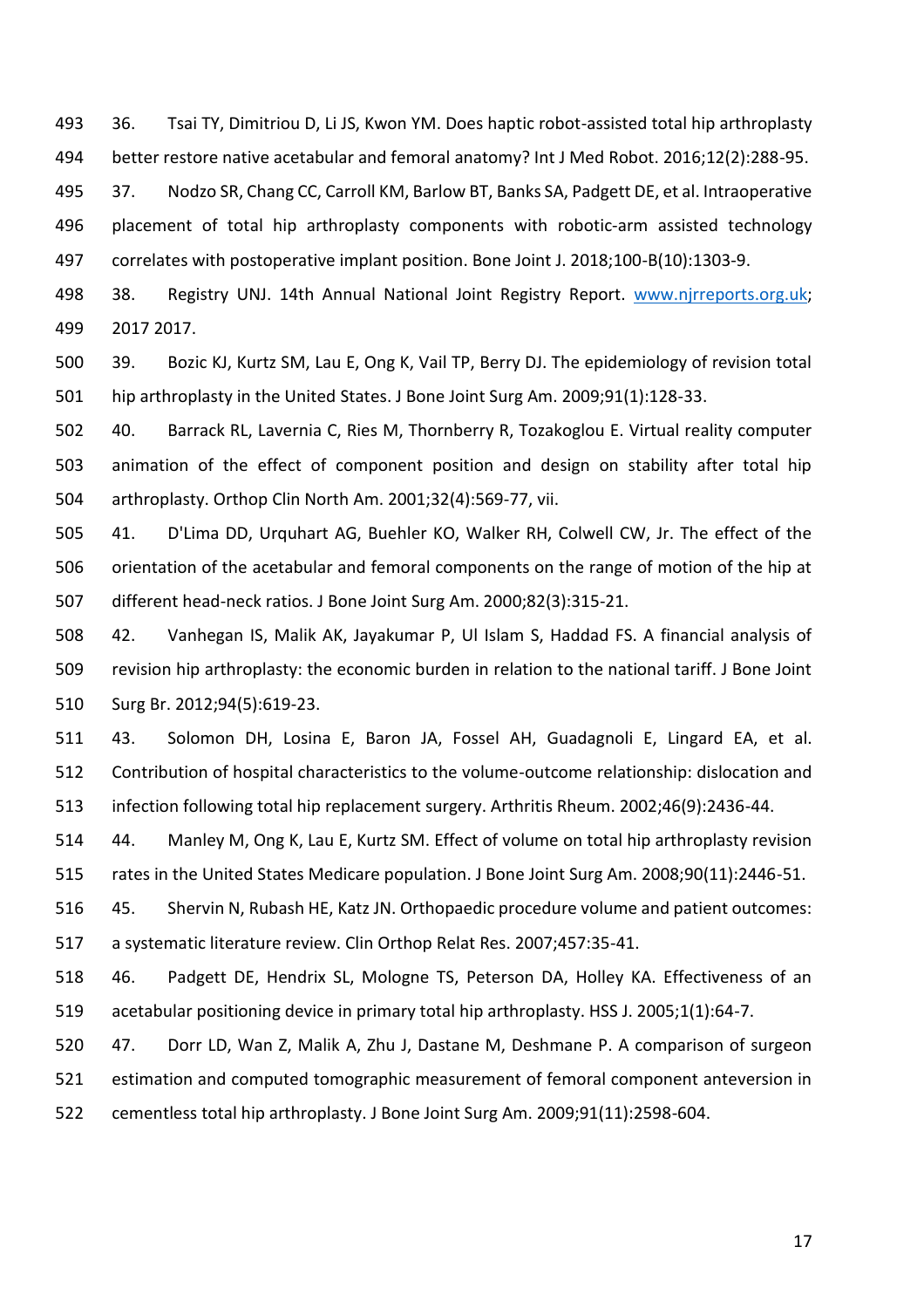36. Tsai TY, Dimitriou D, Li JS, Kwon YM. Does haptic robot-assisted total hip arthroplasty better restore native acetabular and femoral anatomy? Int J Med Robot. 2016;12(2):288-95.

37. Nodzo SR, Chang CC, Carroll KM, Barlow BT, Banks SA, Padgett DE, et al. Intraoperative placement of total hip arthroplasty components with robotic-arm assisted technology correlates with postoperative implant position. Bone Joint J. 2018;100-B(10):1303-9.

38. Registry UNJ. 14th Annual National Joint Registry Report. www.njrreports.org.uk; 2017 2017.

39. Bozic KJ, Kurtz SM, Lau E, Ong K, Vail TP, Berry DJ. The epidemiology of revision total hip arthroplasty in the United States. J Bone Joint Surg Am. 2009;91(1):128-33.

40. Barrack RL, Lavernia C, Ries M, Thornberry R, Tozakoglou E. Virtual reality computer animation of the effect of component position and design on stability after total hip arthroplasty. Orthop Clin North Am. 2001;32(4):569-77, vii.

41. D'Lima DD, Urquhart AG, Buehler KO, Walker RH, Colwell CW, Jr. The effect of the orientation of the acetabular and femoral components on the range of motion of the hip at different head-neck ratios. J Bone Joint Surg Am. 2000;82(3):315-21.

42. Vanhegan IS, Malik AK, Jayakumar P, Ul Islam S, Haddad FS. A financial analysis of revision hip arthroplasty: the economic burden in relation to the national tariff. J Bone Joint Surg Br. 2012;94(5):619-23.

43. Solomon DH, Losina E, Baron JA, Fossel AH, Guadagnoli E, Lingard EA, et al. Contribution of hospital characteristics to the volume-outcome relationship: dislocation and infection following total hip replacement surgery. Arthritis Rheum. 2002;46(9):2436-44.

44. Manley M, Ong K, Lau E, Kurtz SM. Effect of volume on total hip arthroplasty revision rates in the United States Medicare population. J Bone Joint Surg Am. 2008;90(11):2446-51.

45. Shervin N, Rubash HE, Katz JN. Orthopaedic procedure volume and patient outcomes: a systematic literature review. Clin Orthop Relat Res. 2007;457:35-41.

46. Padgett DE, Hendrix SL, Mologne TS, Peterson DA, Holley KA. Effectiveness of an acetabular positioning device in primary total hip arthroplasty. HSS J. 2005;1(1):64-7.

47. Dorr LD, Wan Z, Malik A, Zhu J, Dastane M, Deshmane P. A comparison of surgeon estimation and computed tomographic measurement of femoral component anteversion in cementless total hip arthroplasty. J Bone Joint Surg Am. 2009;91(11):2598-604.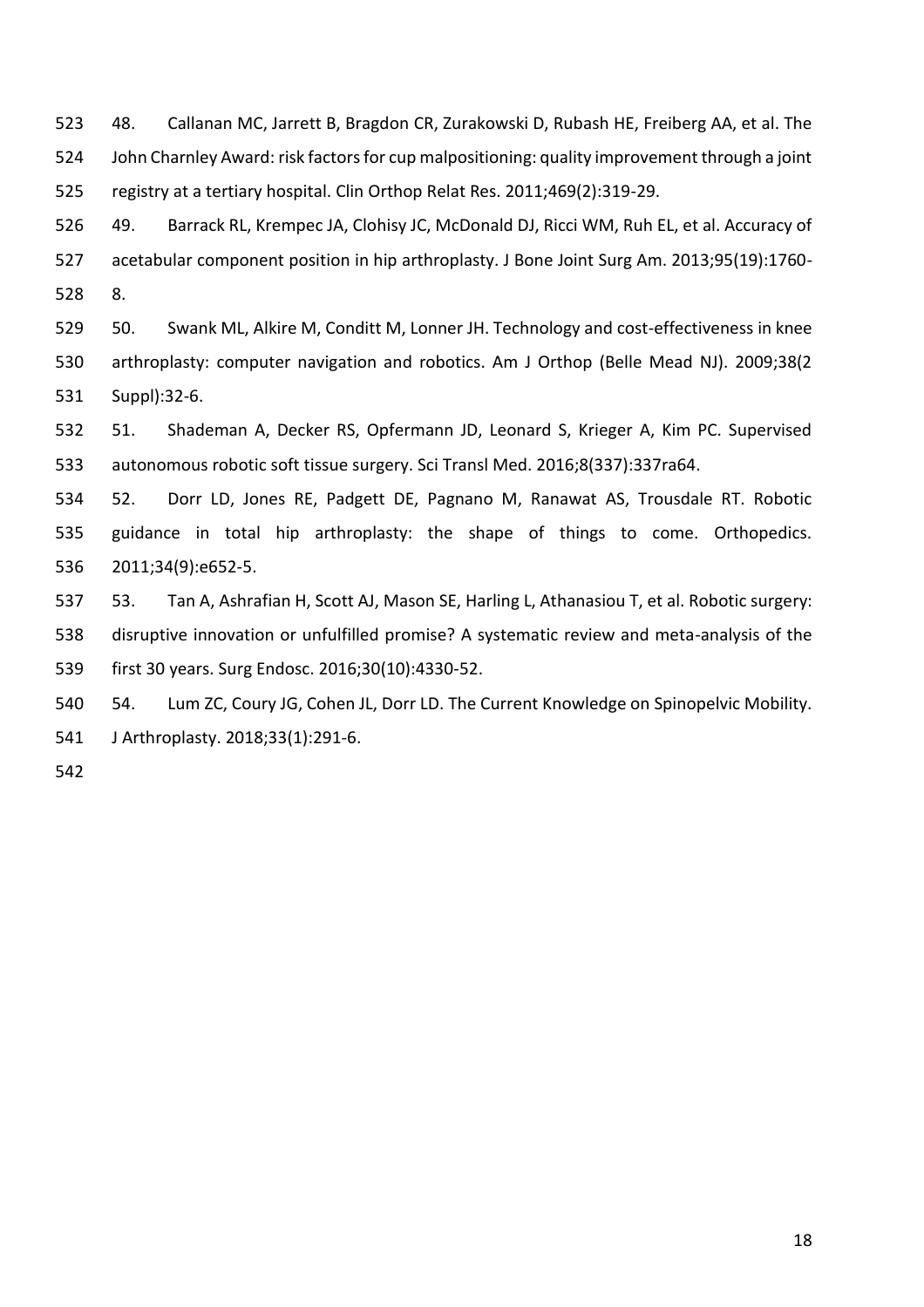48. Callanan MC, Jarrett B, Bragdon CR, Zurakowski D, Rubash HE, Freiberg AA, et al. The John Charnley Award: risk factors for cup malpositioning: quality improvement through a joint registry at a tertiary hospital. Clin Orthop Relat Res. 2011;469(2):319-29.

49. Barrack RL, Krempec JA, Clohisy JC, McDonald DJ, Ricci WM, Ruh EL, et al. Accuracy of acetabular component position in hip arthroplasty. J Bone Joint Surg Am. 2013;95(19):1760-8.

50. Swank ML, Alkire M, Conditt M, Lonner JH. Technology and cost-effectiveness in knee arthroplasty: computer navigation and robotics. Am J Orthop (Belle Mead NJ). 2009;38(2 Suppl):32-6.

51. Shademan A, Decker RS, Opfermann JD, Leonard S, Krieger A, Kim PC. Supervised autonomous robotic soft tissue surgery. Sci Transl Med. 2016;8(337):337ra64.

52. Dorr LD, Jones RE, Padgett DE, Pagnano M, Ranawat AS, Trousdale RT. Robotic guidance in total hip arthroplasty: the shape of things to come. Orthopedics. 2011;34(9):e652-5.

53. Tan A, Ashrafian H, Scott AJ, Mason SE, Harling L, Athanasiou T, et al. Robotic surgery: disruptive innovation or unfulfilled promise? A systematic review and meta-analysis of the first 30 years. Surg Endosc. 2016;30(10):4330-52.

54. Lum ZC, Coury JG, Cohen JL, Dorr LD. The Current Knowledge on Spinopelvic Mobility. J Arthroplasty. 2018;33(1):291-6.